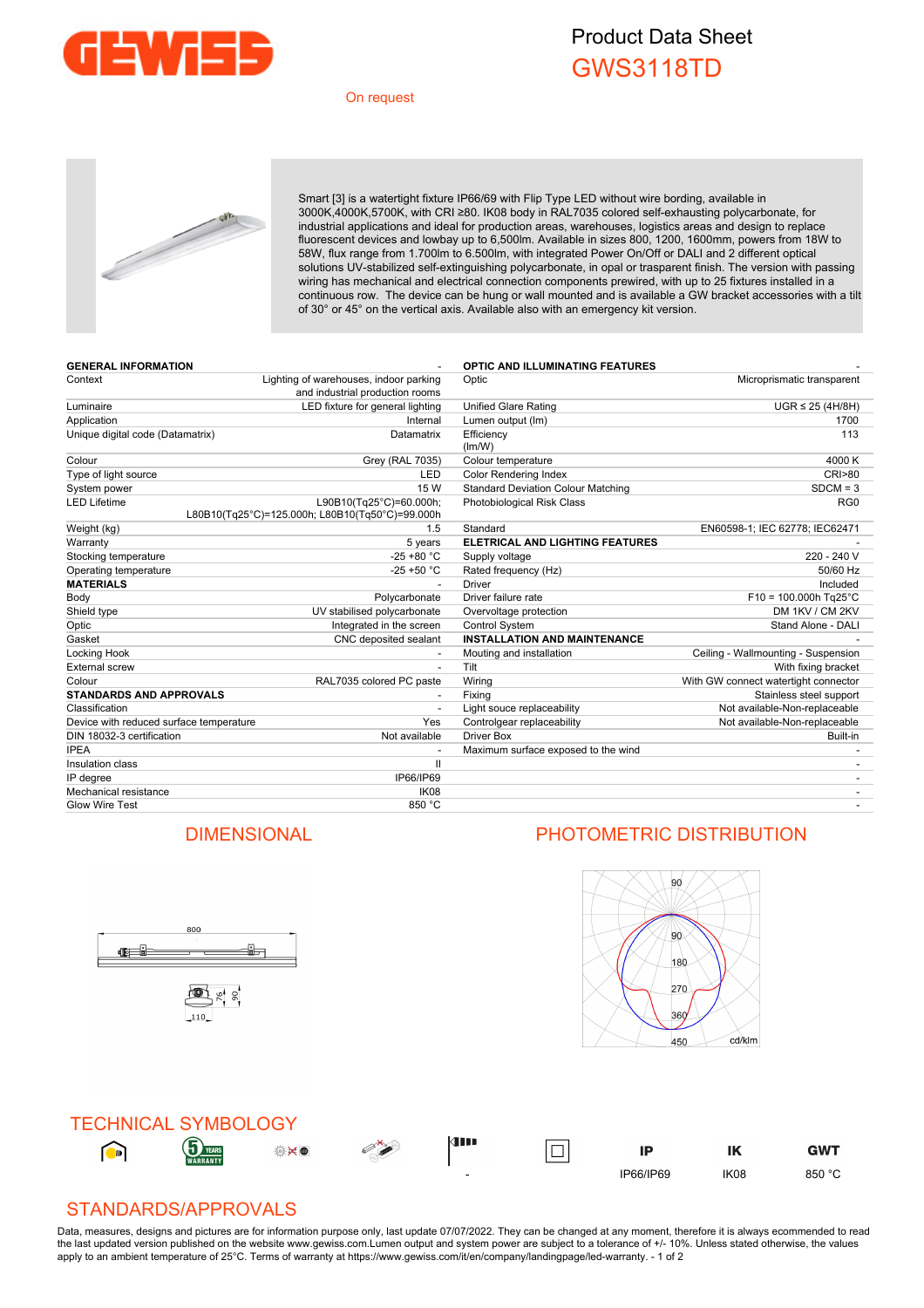# Product Data Sheet

## GWS3118TD

On request

Smart [3] is a watertight fixture IP66/69 with Flip Type LED without wire bording, available in 3000K,4000K,5700K, with CRI ≥80. IK08 body in RAL7035 colored self-exhausting polycarbonate, for industrial applications and ideal for production areas, warehouses, logistics areas and design to replace fluorescent devices and lowbay up to 6,500lm. Available in sizes 800, 1200, 1600mm, powers from 18W to 58W, flux range from 1.700lm to 6.500lm, with integrated Power On/Off or DALI and 2 different optical solutions UV-stabilized self-extinguishing polycarbonate, in opal or trasparent finish. The version with passing wiring has mechanical and electrical connection components prewired, with up to 25 fixtures installed in a continuous row. The device can be hung or wall mounted and is available a GW bracket accessories with a tilt of 30° or 45° on the vertical axis. Available also with an emergency kit version.

| GENERAL INFORMATION | - |
|---|---|
| Context | Lighting of warehouses, indoor parking and industrial production rooms |
| Luminaire | LED fixture for general lighting |
| Application | Internal |
| Unique digital code (Datamatrix) | Datamatrix |
| Colour | Grey (RAL 7035) |
| Type of light source | LED |
| System power | 15 W |
| LED Lifetime | L90B10(Tq25°C)=60.000h; L80B10(Tq25°C)=125.000h; L80B10(Tq50°C)=99.000h |
| Weight (kg) | 1.5 |
| Warranty | 5 years |
| Stocking temperature | -25 +80 °C |
| Operating temperature | -25 +50 °C |
| **MATERIALS** | - |
| Body | Polycarbonate |
| Shield type | UV stabilised polycarbonate |
| Optic | Integrated in the screen |
| Gasket | CNC deposited sealant |
| Locking Hook | - |
| External screw | - |
| Colour | RAL7035 colored PC paste |
| **STANDARDS AND APPROVALS** | - |
| Classification | - |
| Device with reduced surface temperature | Yes |
| DIN 18032-3 certification | Not available |
| IPEA | - |
| Insulation class | II |
| IP degree | IP66/IP69 |
| Mechanical resistance | IK08 |
| Glow Wire Test | 850 °C |

| OPTIC AND ILLUMINATING FEATURES | - |
|---|---|
| Optic | Microprismatic transparent |
| Unified Glare Rating | UGR ≤ 25 (4H/8H) |
| Lumen output (lm) | 1700 |
| Efficiency (lm/W) | 113 |
| Colour temperature | 4000 K |
| Color Rendering Index | CRI>80 |
| Standard Deviation Colour Matching | SDCM = 3 |
| Photobiological Risk Class | RG0 |
| Standard | EN60598-1; IEC 62778; IEC62471 |
| **ELETRICAL AND LIGHTING FEATURES** | - |
| Supply voltage | 220 - 240 V |
| Rated frequency (Hz) | 50/60 Hz |
| Driver | Included |
| Driver failure rate | F10 = 100.000h Tq25°C |
| Overvoltage protection | DM 1KV / CM 2KV |
| Control System | Stand Alone - DALI |
| **INSTALLATION AND MAINTENANCE** | - |
| Mouting and installation | Ceiling - Wallmounting - Suspension |
| Tilt | With fixing bracket |
| Wiring | With GW connect watertight connector |
| Fixing | Stainless steel support |
| Light souce replaceability | Not available-Non-replaceable |
| Controlgear replaceability | Not available-Non-replaceable |
| Driver Box | Built-in |
| Maximum surface exposed to the wind | - |
| | - |
| | - |
| | - |
| | - |

## DIMENSIONAL

800

110 76 90

## PHOTOMETRIC DISTRIBUTION

90 90 180 270 360 450 cd/klm

## TECHNICAL SYMBOLOGY

| | | | | | | IP | IK | GWT |
|---|---|---|---|---|---|---|---|---|
| | | | | - | | IP66/IP69 | IK08 | 850 °C |

## STANDARDS/APPROVALS

Data, measures, designs and pictures are for information purpose only, last update 07/07/2022. They can be changed at any moment, therefore it is always ecommended to read the last updated version published on the website www.gewiss.com.Lumen output and system power are subject to a tolerance of +/- 10%. Unless stated otherwise, the values apply to an ambient temperature of 25°C. Terms of warranty at https://www.gewiss.com/it/en/company/landingpage/led-warranty.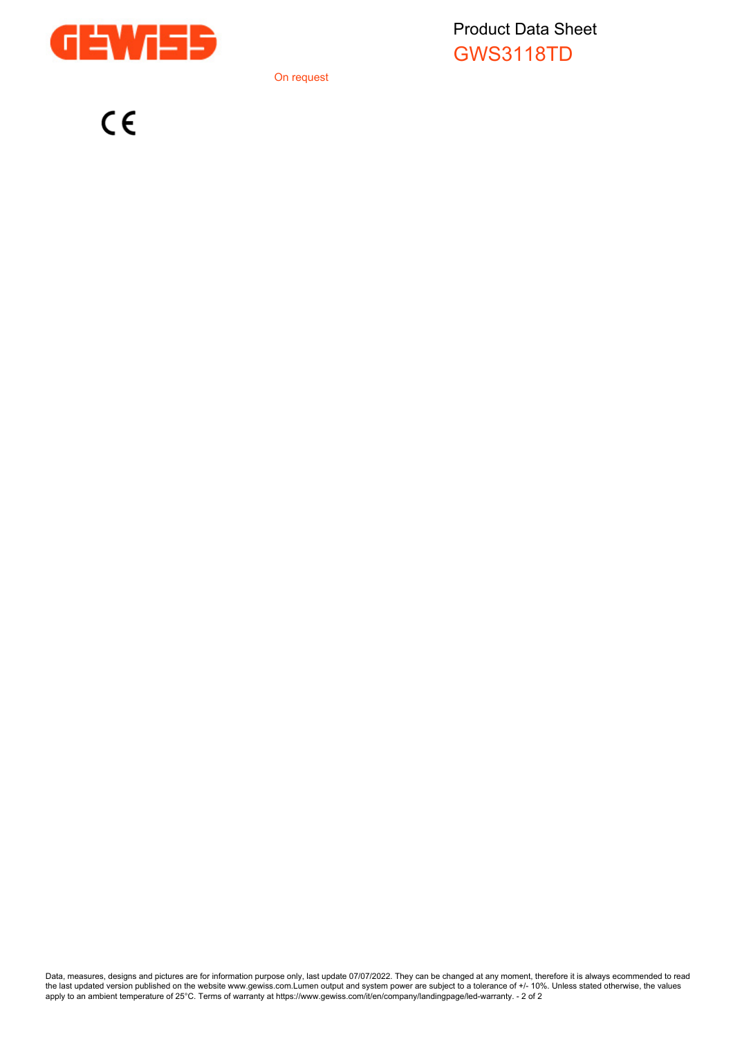On request

CE

Data, measures, designs and pictures are for information purpose only, last update 07/07/2022. They can be changed at any moment, therefore it is always ecommended to read the last updated version published on the website www.gewiss.com.Lumen output and system power are subject to a tolerance of +/- 10%. Unless stated otherwise, the values apply to an ambient temperature of 25°C. Terms of warranty at https://www.gewiss.com/it/en/company/landingpage/led-warranty.